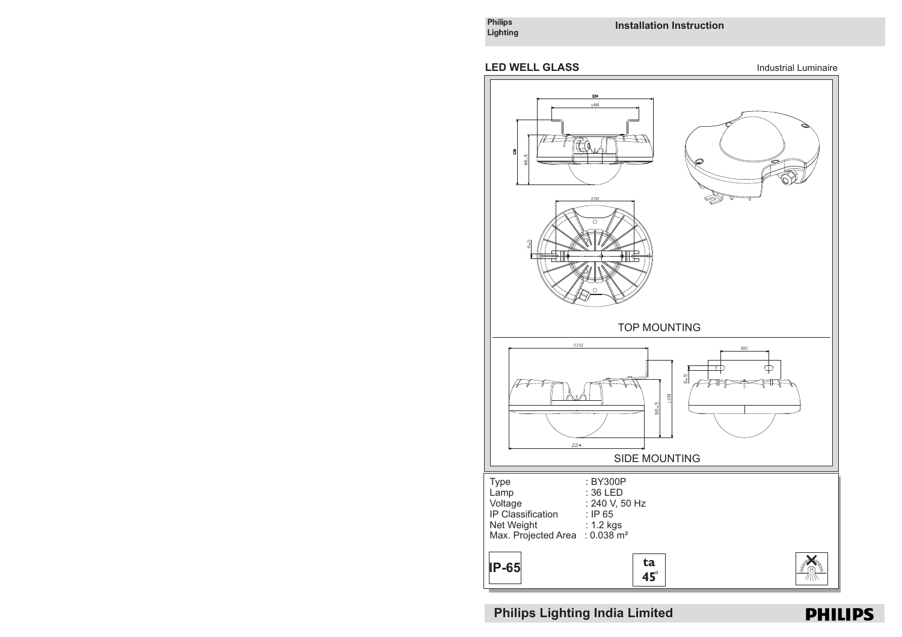Philips Lighting

**Installation Instruction**

## LED WELL GLASS

Industrial Luminaire

224

166

126

96.5

150

8.5

TOP MOUNTING

229

80

6.5

96.5

128

224

SIDE MOUNTING

| | |
|---|---|
| Type | : BY300P |
| Lamp | : 36 LED |
| Voltage | : 240 V, 50 Hz |
| IP Classification | : IP 65 |
| Net Weight | : 1.2 kgs |
| Max. Projected Area | : 0.038 m² |

**IP-65**

**ta 45°**

**Philips Lighting India Limited**

**PHILIPS**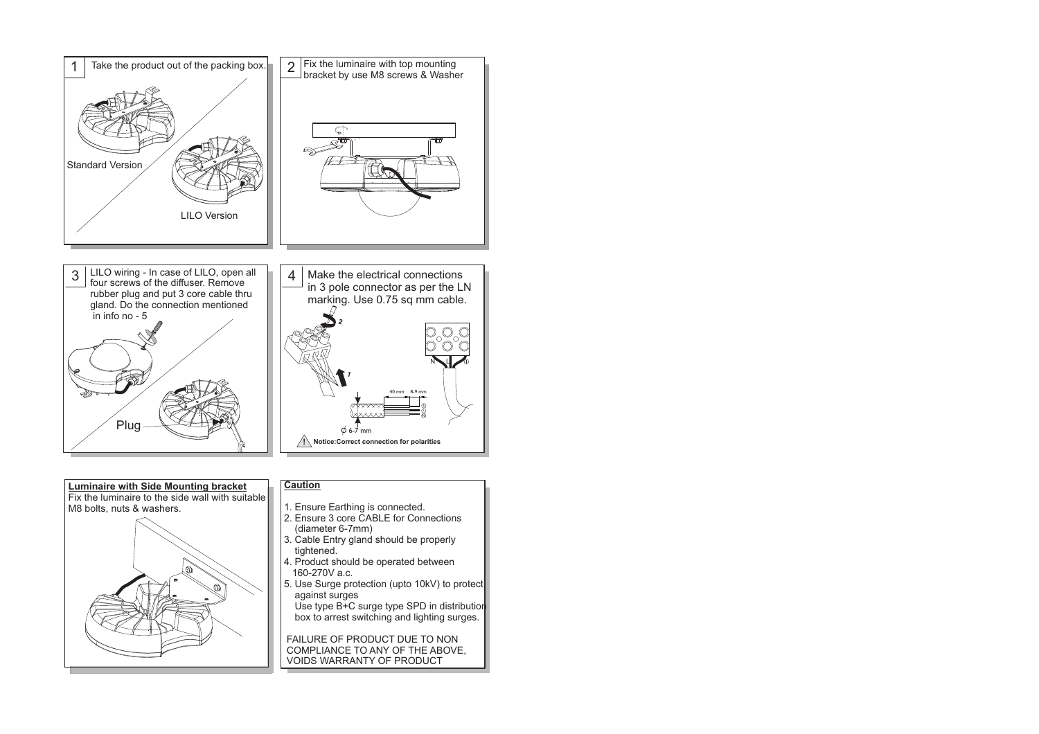**1** Take the product out of the packing box.

Standard Version

LILO Version

**2** Fix the luminaire with top mounting bracket by use M8 screws & Washer

**3** LILO wiring - In case of LILO, open all four screws of the diffuser. Remove rubber plug and put 3 core cable thru gland. Do the connection mentioned in info no - 5

Plug

**4** Make the electrical connections in 3 pole connector as per the LN marking. Use 0.75 sq mm cable.

2

1

40 mm

8-9 mm

N L

φ 6-7 mm

! **Notice:Correct connection for polarities**

**Luminaire with Side Mounting bracket**

Fix the luminaire to the side wall with suitable M8 bolts, nuts & washers.

**Caution**

1. Ensure Earthing is connected.
2. Ensure 3 core CABLE for Connections (diameter 6-7mm)
3. Cable Entry gland should be properly tightened.
4. Product should be operated between 160-270V a.c.
5. Use Surge protection (upto 10kV) to protect against surges
   Use type B+C surge type SPD in distribution box to arrest switching and lighting surges.

FAILURE OF PRODUCT DUE TO NON COMPLIANCE TO ANY OF THE ABOVE, VOIDS WARRANTY OF PRODUCT